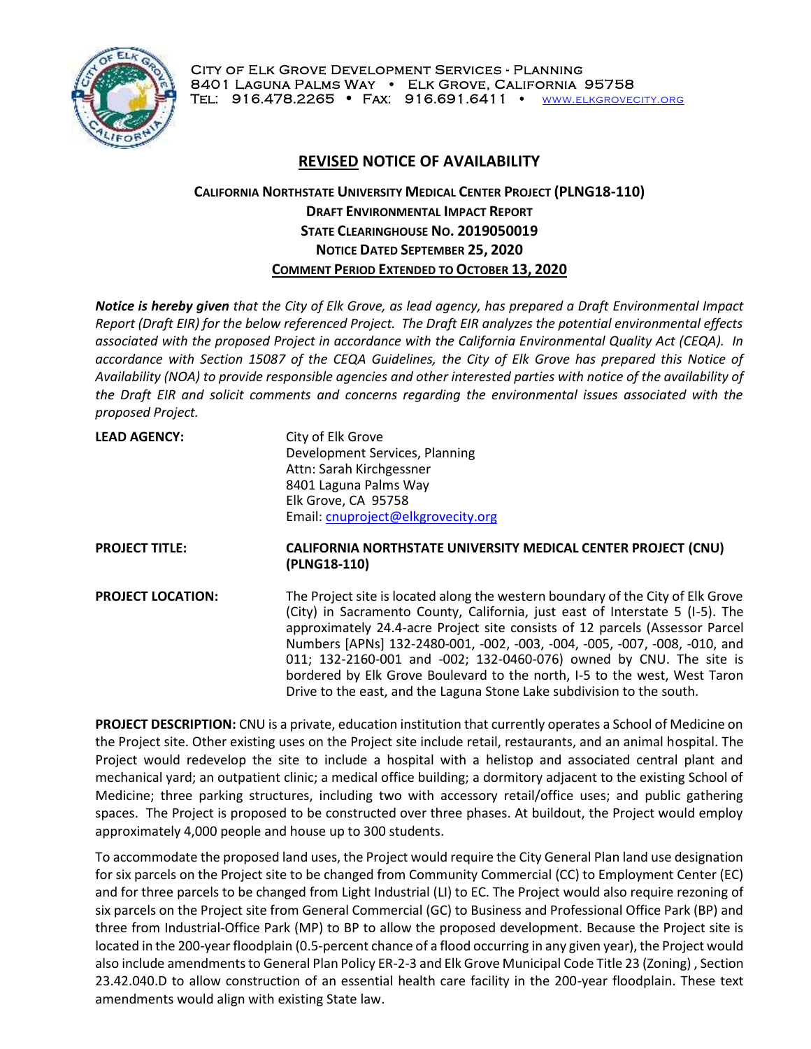City of Elk Grove Development Services - Planning
8401 Laguna Palms Way • Elk Grove, California 95758
Tel: 916.478.2265 • Fax: 916.691.6411 • www.elkgrovecity.org

# REVISED NOTICE OF AVAILABILITY

## CALIFORNIA NORTHSTATE UNIVERSITY MEDICAL CENTER PROJECT (PLNG18-110)
## DRAFT ENVIRONMENTAL IMPACT REPORT
## STATE CLEARINGHOUSE NO. 2019050019
## NOTICE DATED SEPTEMBER 25, 2020
## COMMENT PERIOD EXTENDED TO OCTOBER 13, 2020

***Notice is hereby given** that the City of Elk Grove, as lead agency, has prepared a Draft Environmental Impact Report (Draft EIR) for the below referenced Project. The Draft EIR analyzes the potential environmental effects associated with the proposed Project in accordance with the California Environmental Quality Act (CEQA). In accordance with Section 15087 of the CEQA Guidelines, the City of Elk Grove has prepared this Notice of Availability (NOA) to provide responsible agencies and other interested parties with notice of the availability of the Draft EIR and solicit comments and concerns regarding the environmental issues associated with the proposed Project.*

**LEAD AGENCY:**
City of Elk Grove
Development Services, Planning
Attn: Sarah Kirchgessner
8401 Laguna Palms Way
Elk Grove, CA 95758
Email: cnuproject@elkgrovecity.org

**PROJECT TITLE:** **CALIFORNIA NORTHSTATE UNIVERSITY MEDICAL CENTER PROJECT (CNU) (PLNG18-110)**

**PROJECT LOCATION:** The Project site is located along the western boundary of the City of Elk Grove (City) in Sacramento County, California, just east of Interstate 5 (I-5). The approximately 24.4-acre Project site consists of 12 parcels (Assessor Parcel Numbers [APNs] 132-2480-001, -002, -003, -004, -005, -007, -008, -010, and 011; 132-2160-001 and -002; 132-0460-076) owned by CNU. The site is bordered by Elk Grove Boulevard to the north, I-5 to the west, West Taron Drive to the east, and the Laguna Stone Lake subdivision to the south.

**PROJECT DESCRIPTION:** CNU is a private, education institution that currently operates a School of Medicine on the Project site. Other existing uses on the Project site include retail, restaurants, and an animal hospital. The Project would redevelop the site to include a hospital with a helistop and associated central plant and mechanical yard; an outpatient clinic; a medical office building; a dormitory adjacent to the existing School of Medicine; three parking structures, including two with accessory retail/office uses; and public gathering spaces. The Project is proposed to be constructed over three phases. At buildout, the Project would employ approximately 4,000 people and house up to 300 students.

To accommodate the proposed land uses, the Project would require the City General Plan land use designation for six parcels on the Project site to be changed from Community Commercial (CC) to Employment Center (EC) and for three parcels to be changed from Light Industrial (LI) to EC. The Project would also require rezoning of six parcels on the Project site from General Commercial (GC) to Business and Professional Office Park (BP) and three from Industrial-Office Park (MP) to BP to allow the proposed development. Because the Project site is located in the 200-year floodplain (0.5-percent chance of a flood occurring in any given year), the Project would also include amendments to General Plan Policy ER-2-3 and Elk Grove Municipal Code Title 23 (Zoning) , Section 23.42.040.D to allow construction of an essential health care facility in the 200-year floodplain. These text amendments would align with existing State law.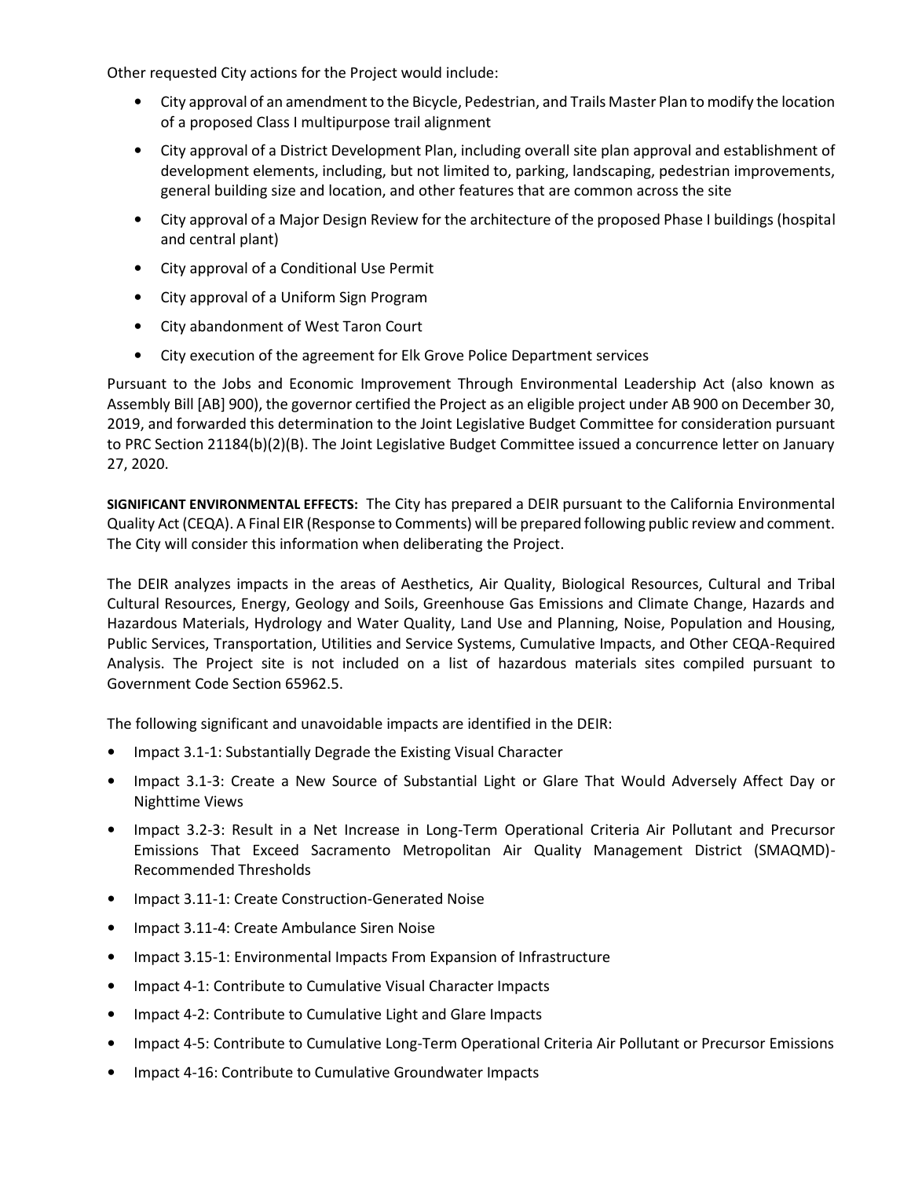Other requested City actions for the Project would include:

- City approval of an amendment to the Bicycle, Pedestrian, and Trails Master Plan to modify the location of a proposed Class I multipurpose trail alignment
- City approval of a District Development Plan, including overall site plan approval and establishment of development elements, including, but not limited to, parking, landscaping, pedestrian improvements, general building size and location, and other features that are common across the site
- City approval of a Major Design Review for the architecture of the proposed Phase I buildings (hospital and central plant)
- City approval of a Conditional Use Permit
- City approval of a Uniform Sign Program
- City abandonment of West Taron Court
- City execution of the agreement for Elk Grove Police Department services

Pursuant to the Jobs and Economic Improvement Through Environmental Leadership Act (also known as Assembly Bill [AB] 900), the governor certified the Project as an eligible project under AB 900 on December 30, 2019, and forwarded this determination to the Joint Legislative Budget Committee for consideration pursuant to PRC Section 21184(b)(2)(B). The Joint Legislative Budget Committee issued a concurrence letter on January 27, 2020.

**SIGNIFICANT ENVIRONMENTAL EFFECTS:** The City has prepared a DEIR pursuant to the California Environmental Quality Act (CEQA). A Final EIR (Response to Comments) will be prepared following public review and comment. The City will consider this information when deliberating the Project.

The DEIR analyzes impacts in the areas of Aesthetics, Air Quality, Biological Resources, Cultural and Tribal Cultural Resources, Energy, Geology and Soils, Greenhouse Gas Emissions and Climate Change, Hazards and Hazardous Materials, Hydrology and Water Quality, Land Use and Planning, Noise, Population and Housing, Public Services, Transportation, Utilities and Service Systems, Cumulative Impacts, and Other CEQA-Required Analysis. The Project site is not included on a list of hazardous materials sites compiled pursuant to Government Code Section 65962.5.

The following significant and unavoidable impacts are identified in the DEIR:

- Impact 3.1-1: Substantially Degrade the Existing Visual Character
- Impact 3.1-3: Create a New Source of Substantial Light or Glare That Would Adversely Affect Day or Nighttime Views
- Impact 3.2-3: Result in a Net Increase in Long-Term Operational Criteria Air Pollutant and Precursor Emissions That Exceed Sacramento Metropolitan Air Quality Management District (SMAQMD)-Recommended Thresholds
- Impact 3.11-1: Create Construction-Generated Noise
- Impact 3.11-4: Create Ambulance Siren Noise
- Impact 3.15-1: Environmental Impacts From Expansion of Infrastructure
- Impact 4-1: Contribute to Cumulative Visual Character Impacts
- Impact 4-2: Contribute to Cumulative Light and Glare Impacts
- Impact 4-5: Contribute to Cumulative Long-Term Operational Criteria Air Pollutant or Precursor Emissions
- Impact 4-16: Contribute to Cumulative Groundwater Impacts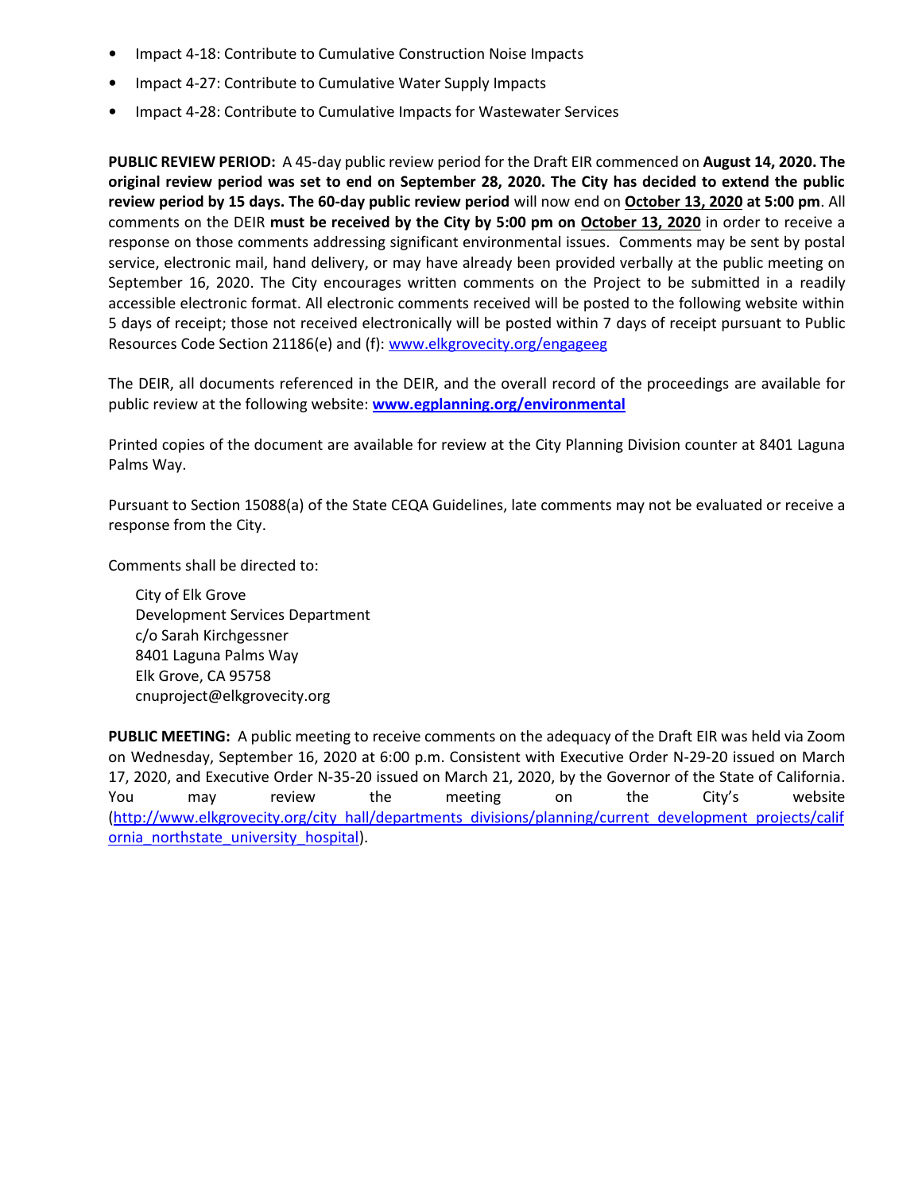- Impact 4-18: Contribute to Cumulative Construction Noise Impacts
- Impact 4-27: Contribute to Cumulative Water Supply Impacts
- Impact 4-28: Contribute to Cumulative Impacts for Wastewater Services

**PUBLIC REVIEW PERIOD:** A 45-day public review period for the Draft EIR commenced on **August 14, 2020. The original review period was set to end on September 28, 2020. The City has decided to extend the public review period by 15 days. The 60-day public review period** will now end on **October 13, 2020 at 5:00 pm**. All comments on the DEIR **must be received by the City by 5:00 pm on October 13, 2020** in order to receive a response on those comments addressing significant environmental issues. Comments may be sent by postal service, electronic mail, hand delivery, or may have already been provided verbally at the public meeting on September 16, 2020. The City encourages written comments on the Project to be submitted in a readily accessible electronic format. All electronic comments received will be posted to the following website within 5 days of receipt; those not received electronically will be posted within 7 days of receipt pursuant to Public Resources Code Section 21186(e) and (f): www.elkgrovecity.org/engageeg

The DEIR, all documents referenced in the DEIR, and the overall record of the proceedings are available for public review at the following website: **www.egplanning.org/environmental**

Printed copies of the document are available for review at the City Planning Division counter at 8401 Laguna Palms Way.

Pursuant to Section 15088(a) of the State CEQA Guidelines, late comments may not be evaluated or receive a response from the City.

Comments shall be directed to:

City of Elk Grove  
Development Services Department  
c/o Sarah Kirchgessner  
8401 Laguna Palms Way  
Elk Grove, CA 95758  
cnuproject@elkgrovecity.org

**PUBLIC MEETING:** A public meeting to receive comments on the adequacy of the Draft EIR was held via Zoom on Wednesday, September 16, 2020 at 6:00 p.m. Consistent with Executive Order N-29-20 issued on March 17, 2020, and Executive Order N-35-20 issued on March 21, 2020, by the Governor of the State of California. You may review the meeting on the City's website (http://www.elkgrovecity.org/city_hall/departments_divisions/planning/current_development_projects/california_northstate_university_hospital).